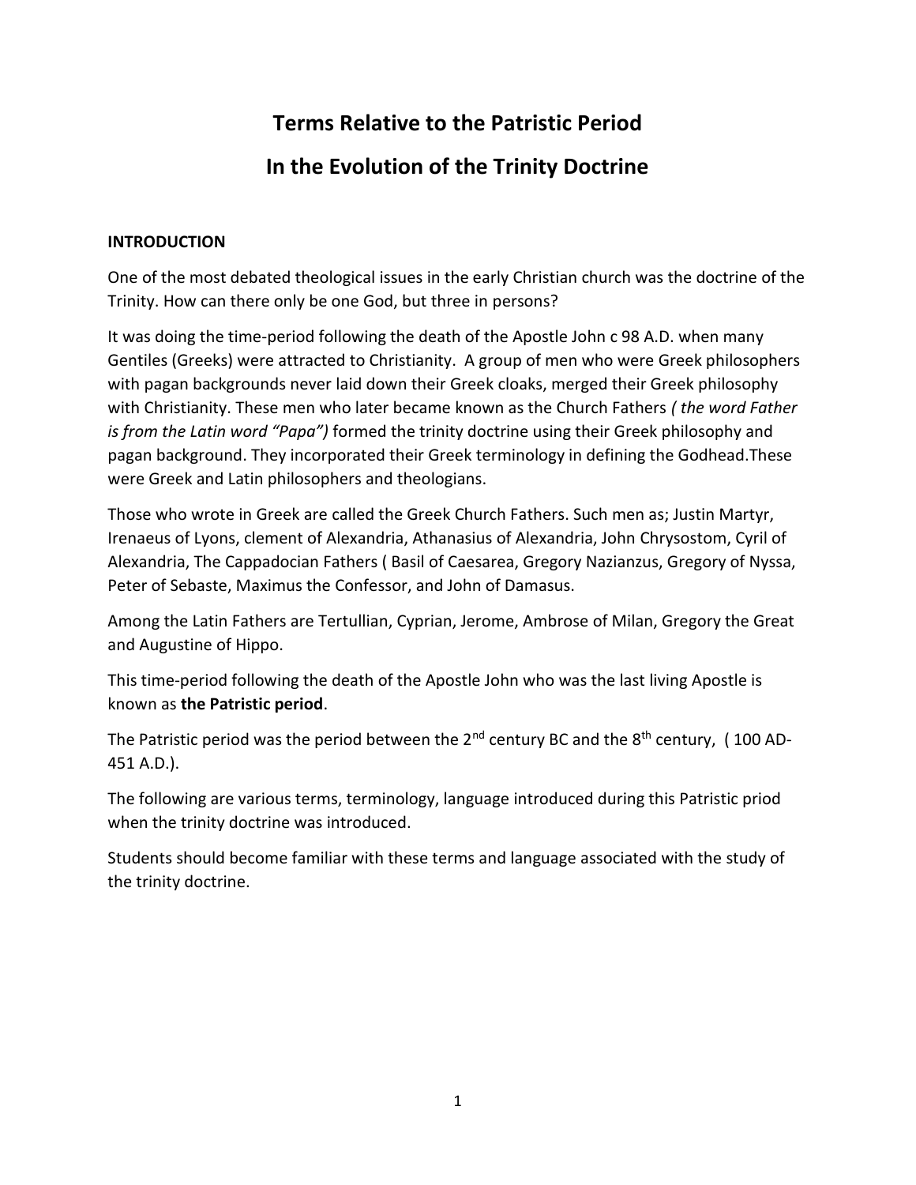# Terms Relative to the Patristic Period

# In the Evolution of the Trinity Doctrine

**INTRODUCTION**

One of the most debated theological issues in the early Christian church was the doctrine of the Trinity. How can there only be one God, but three in persons?

It was doing the time-period following the death of the Apostle John c 98 A.D. when many Gentiles (Greeks) were attracted to Christianity. A group of men who were Greek philosophers with pagan backgrounds never laid down their Greek cloaks, merged their Greek philosophy with Christianity. These men who later became known as the Church Fathers *( the word Father is from the Latin word "Papa")* formed the trinity doctrine using their Greek philosophy and pagan background. They incorporated their Greek terminology in defining the Godhead.These were Greek and Latin philosophers and theologians.

Those who wrote in Greek are called the Greek Church Fathers. Such men as; Justin Martyr, Irenaeus of Lyons, clement of Alexandria, Athanasius of Alexandria, John Chrysostom, Cyril of Alexandria, The Cappadocian Fathers ( Basil of Caesarea, Gregory Nazianzus, Gregory of Nyssa, Peter of Sebaste, Maximus the Confessor, and John of Damasus.

Among the Latin Fathers are Tertullian, Cyprian, Jerome, Ambrose of Milan, Gregory the Great and Augustine of Hippo.

This time-period following the death of the Apostle John who was the last living Apostle is known as **the Patristic period**.

The Patristic period was the period between the 2nd century BC and the 8th century, ( 100 AD-451 A.D.).

The following are various terms, terminology, language introduced during this Patristic priod when the trinity doctrine was introduced.

Students should become familiar with these terms and language associated with the study of the trinity doctrine.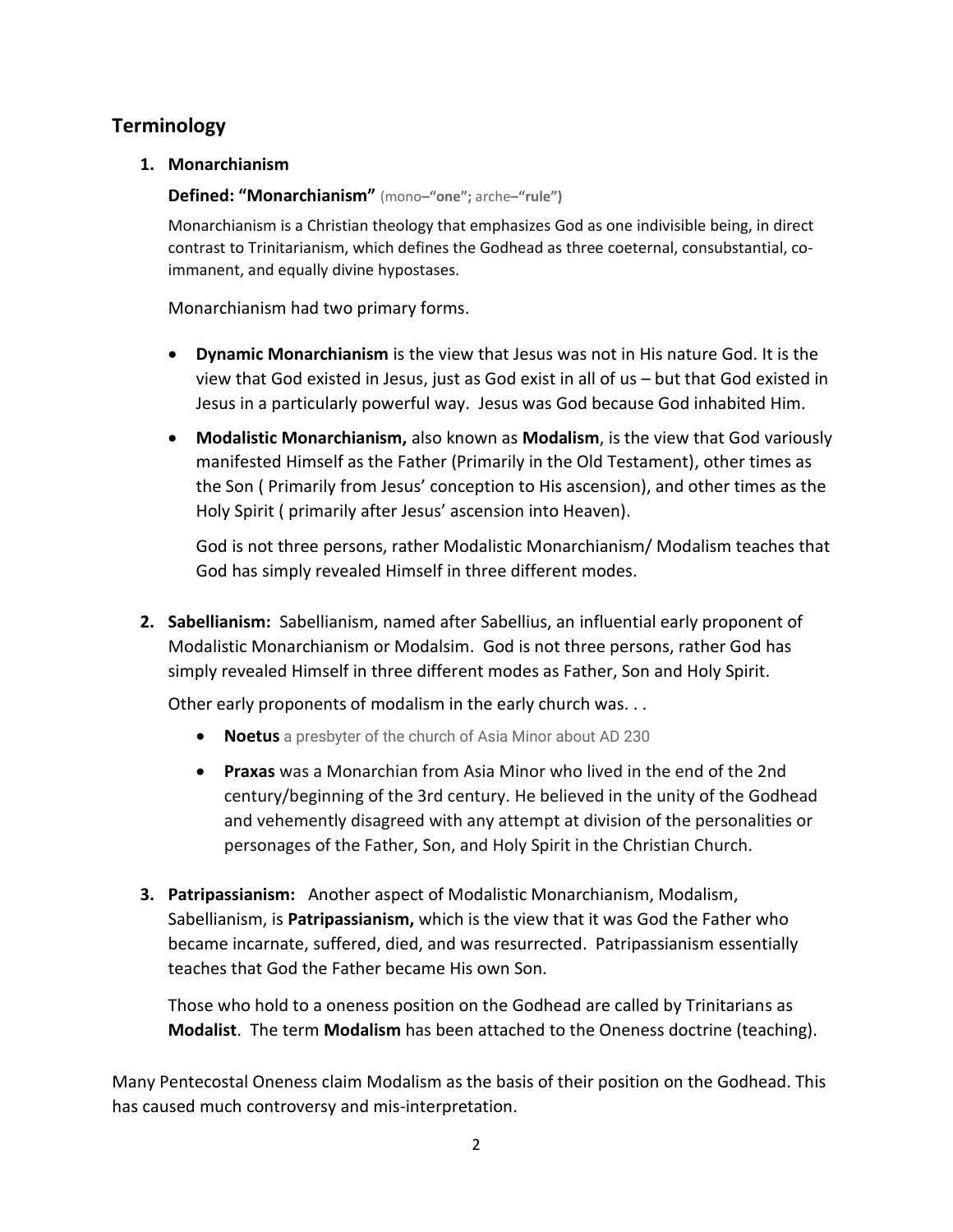## Terminology

1. **Monarchianism**

   **Defined: "Monarchianism"** (mono–**"one";** arche–**"rule")**

   Monarchianism is a Christian theology that emphasizes God as one indivisible being, in direct contrast to Trinitarianism, which defines the Godhead as three coeternal, consubstantial, co-immanent, and equally divine hypostases.

   Monarchianism had two primary forms.

   - **Dynamic Monarchianism** is the view that Jesus was not in His nature God. It is the view that God existed in Jesus, just as God exist in all of us – but that God existed in Jesus in a particularly powerful way. Jesus was God because God inhabited Him.
   - **Modalistic Monarchianism,** also known as **Modalism**, is the view that God variously manifested Himself as the Father (Primarily in the Old Testament), other times as the Son ( Primarily from Jesus' conception to His ascension), and other times as the Holy Spirit ( primarily after Jesus' ascension into Heaven).

     God is not three persons, rather Modalistic Monarchianism/ Modalism teaches that God has simply revealed Himself in three different modes.

2. **Sabellianism:** Sabellianism, named after Sabellius, an influential early proponent of Modalistic Monarchianism or Modalsim. God is not three persons, rather God has simply revealed Himself in three different modes as Father, Son and Holy Spirit.

   Other early proponents of modalism in the early church was. . .

   - **Noetus** a presbyter of the church of Asia Minor about AD 230
   - **Praxas** was a Monarchian from Asia Minor who lived in the end of the 2nd century/beginning of the 3rd century. He believed in the unity of the Godhead and vehemently disagreed with any attempt at division of the personalities or personages of the Father, Son, and Holy Spirit in the Christian Church.

3. **Patripassianism:** Another aspect of Modalistic Monarchianism, Modalism, Sabellianism, is **Patripassianism,** which is the view that it was God the Father who became incarnate, suffered, died, and was resurrected. Patripassianism essentially teaches that God the Father became His own Son.

   Those who hold to a oneness position on the Godhead are called by Trinitarians as **Modalist**. The term **Modalism** has been attached to the Oneness doctrine (teaching).

Many Pentecostal Oneness claim Modalism as the basis of their position on the Godhead. This has caused much controversy and mis-interpretation.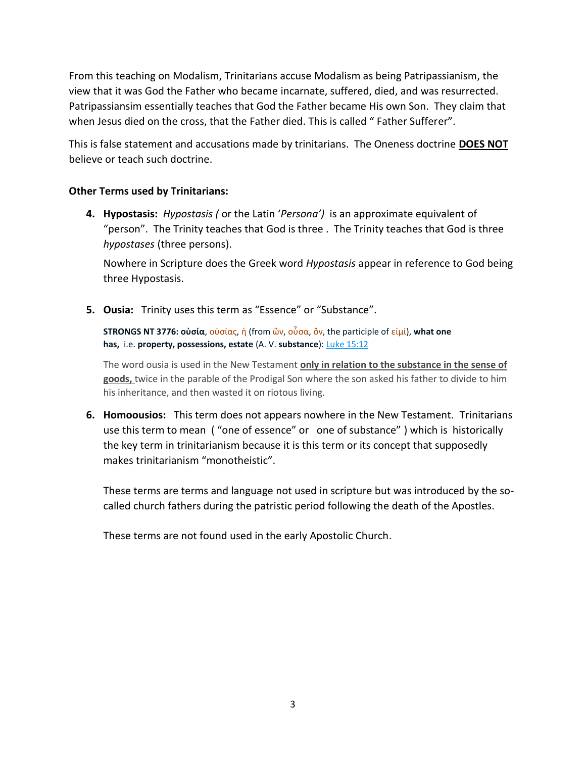From this teaching on Modalism, Trinitarians accuse Modalism as being Patripassianism, the view that it was God the Father who became incarnate, suffered, died, and was resurrected. Patripassiansim essentially teaches that God the Father became His own Son. They claim that when Jesus died on the cross, that the Father died. This is called " Father Sufferer".

This is false statement and accusations made by trinitarians. The Oneness doctrine **DOES NOT** believe or teach such doctrine.

**Other Terms used by Trinitarians:**

4. **Hypostasis:** *Hypostasis (* or the Latin '*Persona')* is an approximate equivalent of "person". The Trinity teaches that God is three . The Trinity teaches that God is three *hypostases* (three persons).

   Nowhere in Scripture does the Greek word *Hypostasis* appear in reference to God being three Hypostasis.

5. **Ousia:** Trinity uses this term as "Essence" or "Substance".

   **STRONGS NT 3776: οὐσία**, οὐσίας, ἡ (from ὤν, οὖσα, ὄν, the participle of εἰμί), **what one has**, i.e. **property, possessions, estate** (A. V. **substance**): Luke 15:12

   The word ousia is used in the New Testament **only in relation to the substance in the sense of goods,** twice in the parable of the Prodigal Son where the son asked his father to divide to him his inheritance, and then wasted it on riotous living.

6. **Homoousios:** This term does not appears nowhere in the New Testament. Trinitarians use this term to mean ( "one of essence" or one of substance" ) which is historically the key term in trinitarianism because it is this term or its concept that supposedly makes trinitarianism "monotheistic".

   These terms are terms and language not used in scripture but was introduced by the so-called church fathers during the patristic period following the death of the Apostles.

   These terms are not found used in the early Apostolic Church.